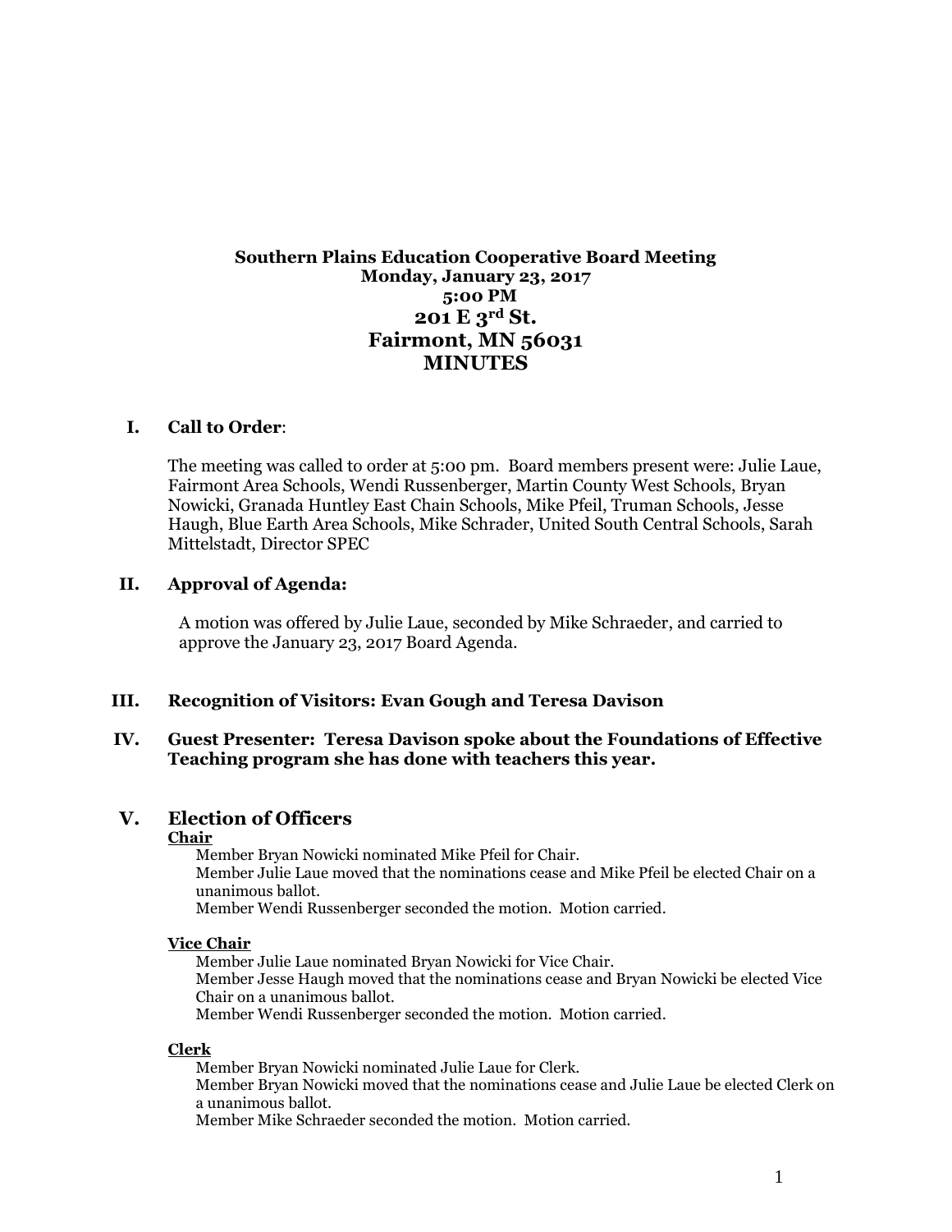# Southern Plains Education Cooperative Board Meeting
## Monday, January 23, 2017
## 5:00 PM
## 201 E 3rd St.
## Fairmont, MN 56031
## MINUTES

**I. Call to Order**:

The meeting was called to order at 5:00 pm. Board members present were: Julie Laue, Fairmont Area Schools, Wendi Russenberger, Martin County West Schools, Bryan Nowicki, Granada Huntley East Chain Schools, Mike Pfeil, Truman Schools, Jesse Haugh, Blue Earth Area Schools, Mike Schrader, United South Central Schools, Sarah Mittelstadt, Director SPEC

**II. Approval of Agenda:**

A motion was offered by Julie Laue, seconded by Mike Schraeder, and carried to approve the January 23, 2017 Board Agenda.

**III. Recognition of Visitors: Evan Gough and Teresa Davison**

**IV. Guest Presenter: Teresa Davison spoke about the Foundations of Effective Teaching program she has done with teachers this year.**

## V. Election of Officers

**Chair**

Member Bryan Nowicki nominated Mike Pfeil for Chair.
Member Julie Laue moved that the nominations cease and Mike Pfeil be elected Chair on a unanimous ballot.
Member Wendi Russenberger seconded the motion. Motion carried.

**Vice Chair**

Member Julie Laue nominated Bryan Nowicki for Vice Chair.
Member Jesse Haugh moved that the nominations cease and Bryan Nowicki be elected Vice Chair on a unanimous ballot.
Member Wendi Russenberger seconded the motion. Motion carried.

**Clerk**

Member Bryan Nowicki nominated Julie Laue for Clerk.
Member Bryan Nowicki moved that the nominations cease and Julie Laue be elected Clerk on a unanimous ballot.
Member Mike Schraeder seconded the motion. Motion carried.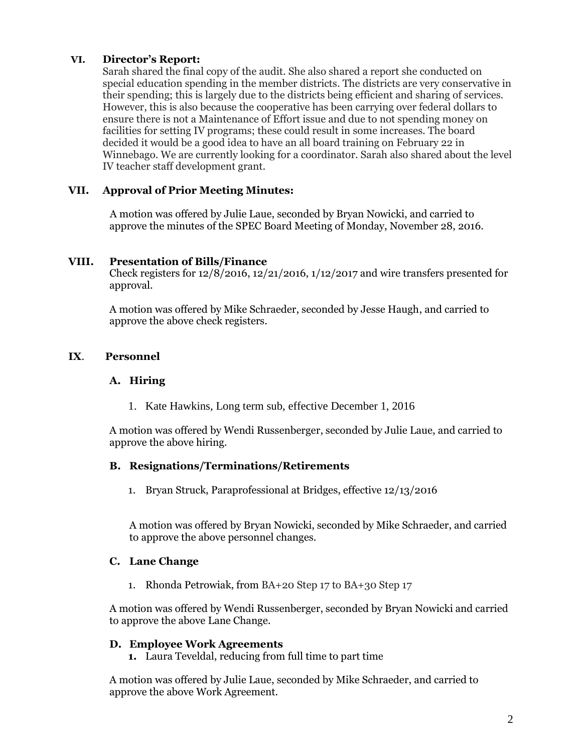## VI. Director's Report:

Sarah shared the final copy of the audit. She also shared a report she conducted on special education spending in the member districts. The districts are very conservative in their spending; this is largely due to the districts being efficient and sharing of services. However, this is also because the cooperative has been carrying over federal dollars to ensure there is not a Maintenance of Effort issue and due to not spending money on facilities for setting IV programs; these could result in some increases. The board decided it would be a good idea to have an all board training on February 22 in Winnebago. We are currently looking for a coordinator. Sarah also shared about the level IV teacher staff development grant.

## VII. Approval of Prior Meeting Minutes:

A motion was offered by Julie Laue, seconded by Bryan Nowicki, and carried to approve the minutes of the SPEC Board Meeting of Monday, November 28, 2016.

## VIII. Presentation of Bills/Finance

Check registers for 12/8/2016, 12/21/2016, 1/12/2017 and wire transfers presented for approval.

A motion was offered by Mike Schraeder, seconded by Jesse Haugh, and carried to approve the above check registers.

## IX. Personnel

### A. Hiring

1. Kate Hawkins, Long term sub, effective December 1, 2016

A motion was offered by Wendi Russenberger, seconded by Julie Laue, and carried to approve the above hiring.

### B. Resignations/Terminations/Retirements

1. Bryan Struck, Paraprofessional at Bridges, effective 12/13/2016

A motion was offered by Bryan Nowicki, seconded by Mike Schraeder, and carried to approve the above personnel changes.

### C. Lane Change

1. Rhonda Petrowiak, from BA+20 Step 17 to BA+30 Step 17

A motion was offered by Wendi Russenberger, seconded by Bryan Nowicki and carried to approve the above Lane Change.

### D. Employee Work Agreements

1. Laura Teveldal, reducing from full time to part time

A motion was offered by Julie Laue, seconded by Mike Schraeder, and carried to approve the above Work Agreement.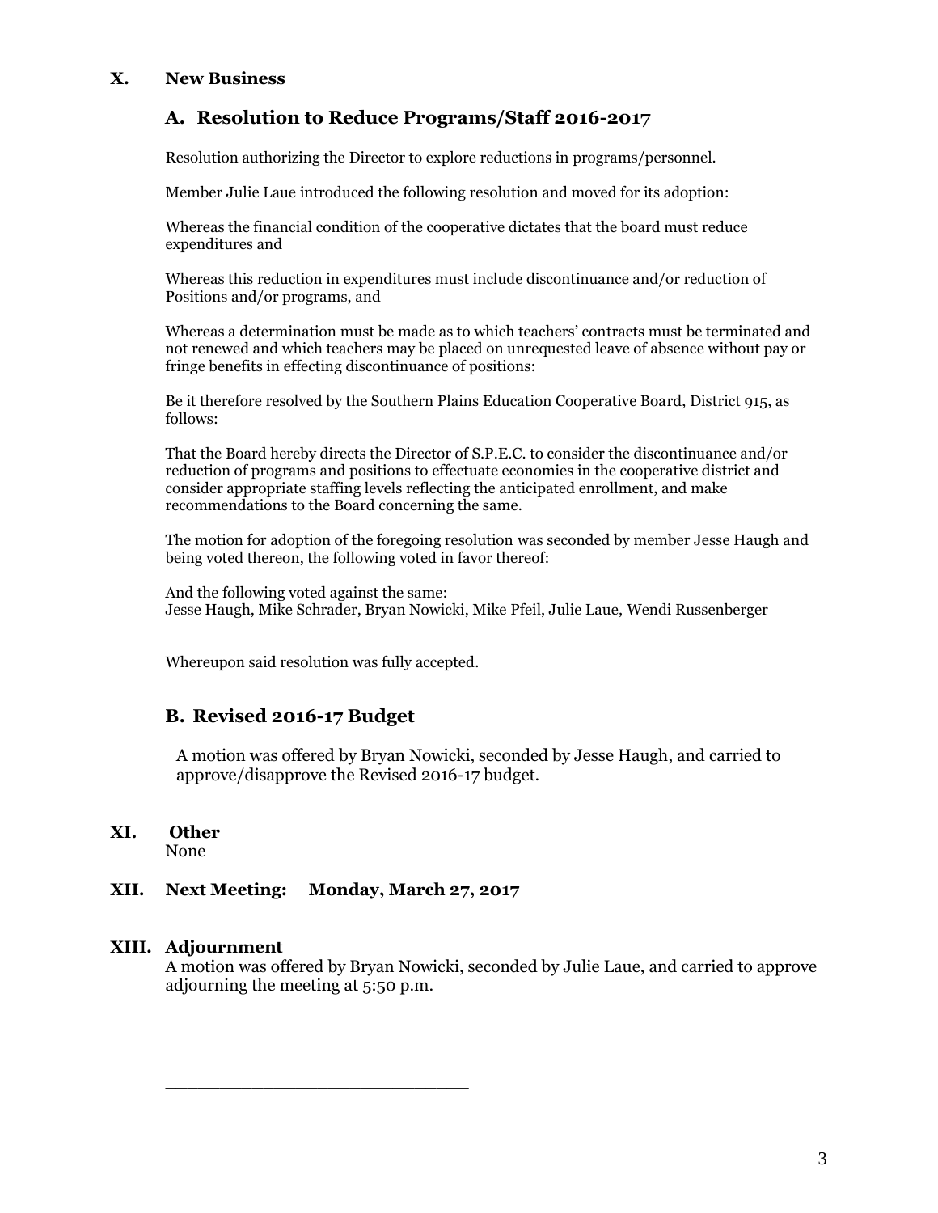## X. New Business

### A. Resolution to Reduce Programs/Staff 2016-2017

Resolution authorizing the Director to explore reductions in programs/personnel.

Member Julie Laue introduced the following resolution and moved for its adoption:

Whereas the financial condition of the cooperative dictates that the board must reduce expenditures and

Whereas this reduction in expenditures must include discontinuance and/or reduction of Positions and/or programs, and

Whereas a determination must be made as to which teachers' contracts must be terminated and not renewed and which teachers may be placed on unrequested leave of absence without pay or fringe benefits in effecting discontinuance of positions:

Be it therefore resolved by the Southern Plains Education Cooperative Board, District 915, as follows:

That the Board hereby directs the Director of S.P.E.C. to consider the discontinuance and/or reduction of programs and positions to effectuate economies in the cooperative district and consider appropriate staffing levels reflecting the anticipated enrollment, and make recommendations to the Board concerning the same.

The motion for adoption of the foregoing resolution was seconded by member Jesse Haugh and being voted thereon, the following voted in favor thereof:

And the following voted against the same:
Jesse Haugh, Mike Schrader, Bryan Nowicki, Mike Pfeil, Julie Laue, Wendi Russenberger

Whereupon said resolution was fully accepted.

### B. Revised 2016-17 Budget

A motion was offered by Bryan Nowicki, seconded by Jesse Haugh, and carried to approve/disapprove the Revised 2016-17 budget.

## XI. Other

None

## XII. Next Meeting: Monday, March 27, 2017

## XIII. Adjournment

A motion was offered by Bryan Nowicki, seconded by Julie Laue, and carried to approve adjourning the meeting at 5:50 p.m.

______________________________